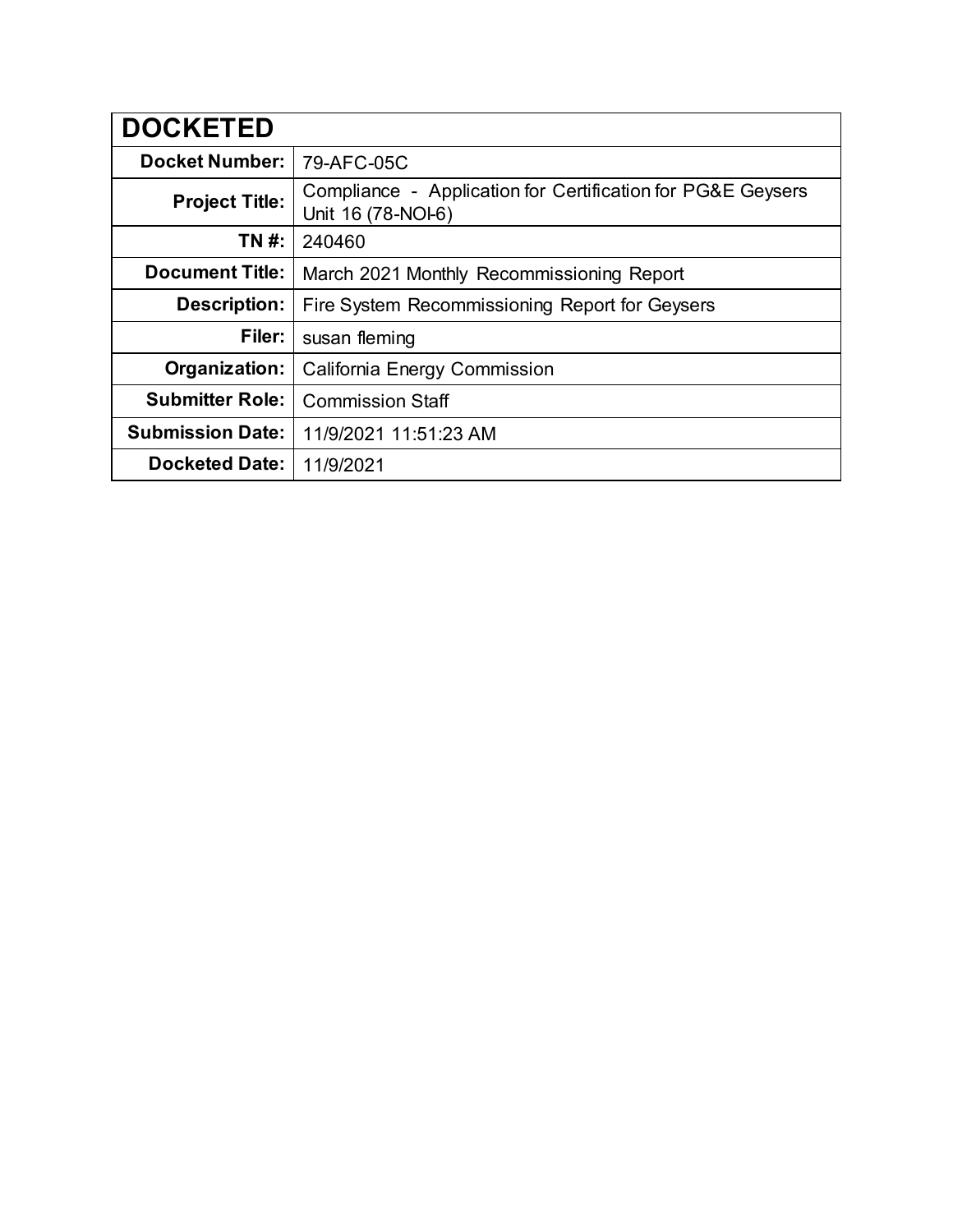| DOCKETED | |
|---|---|
| **Docket Number:** | 79-AFC-05C |
| **Project Title:** | Compliance - Application for Certification for PG&E Geysers Unit 16 (78-NOI-6) |
| **TN #:** | 240460 |
| **Document Title:** | March 2021 Monthly Recommissioning Report |
| **Description:** | Fire System Recommissioning Report for Geysers |
| **Filer:** | susan fleming |
| **Organization:** | California Energy Commission |
| **Submitter Role:** | Commission Staff |
| **Submission Date:** | 11/9/2021 11:51:23 AM |
| **Docketed Date:** | 11/9/2021 |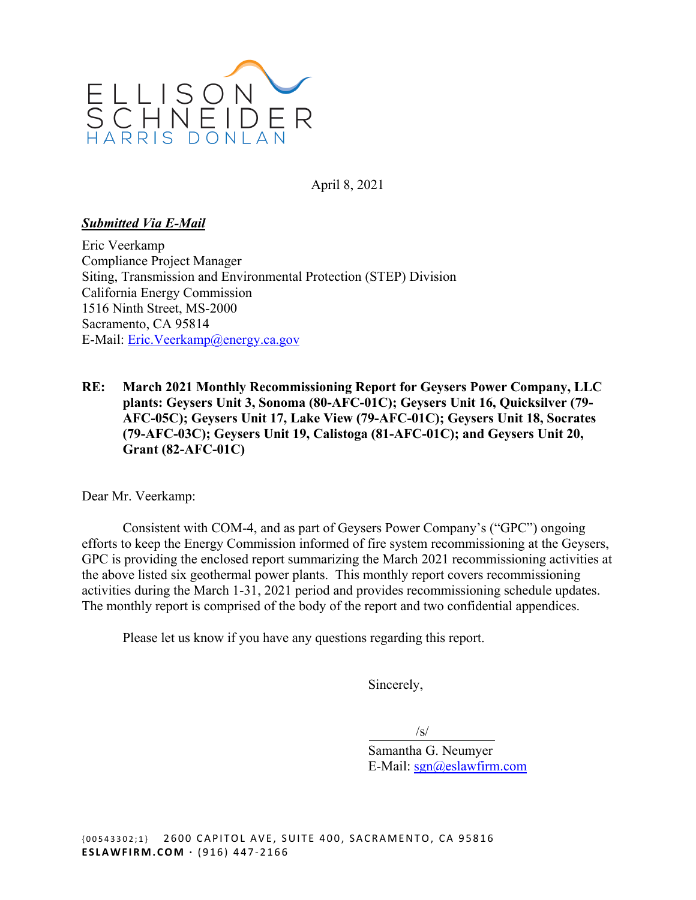ELLISON SCHNEIDER HARRIS DONLAN

April 8, 2021

***Submitted Via E-Mail***

Eric Veerkamp
Compliance Project Manager
Siting, Transmission and Environmental Protection (STEP) Division
California Energy Commission
1516 Ninth Street, MS-2000
Sacramento, CA 95814
E-Mail: Eric.Veerkamp@energy.ca.gov

**RE: March 2021 Monthly Recommissioning Report for Geysers Power Company, LLC plants: Geysers Unit 3, Sonoma (80-AFC-01C); Geysers Unit 16, Quicksilver (79-AFC-05C); Geysers Unit 17, Lake View (79-AFC-01C); Geysers Unit 18, Socrates (79-AFC-03C); Geysers Unit 19, Calistoga (81-AFC-01C); and Geysers Unit 20, Grant (82-AFC-01C)**

Dear Mr. Veerkamp:

Consistent with COM-4, and as part of Geysers Power Company's ("GPC") ongoing efforts to keep the Energy Commission informed of fire system recommissioning at the Geysers, GPC is providing the enclosed report summarizing the March 2021 recommissioning activities at the above listed six geothermal power plants. This monthly report covers recommissioning activities during the March 1-31, 2021 period and provides recommissioning schedule updates. The monthly report is comprised of the body of the report and two confidential appendices.

Please let us know if you have any questions regarding this report.

Sincerely,

/s/

Samantha G. Neumyer
E-Mail: sgn@eslawfirm.com

{00543302;1} 2600 CAPITOL AVE, SUITE 400, SACRAMENTO, CA 95816
**ESLAWFIRM.COM** · (916) 447-2166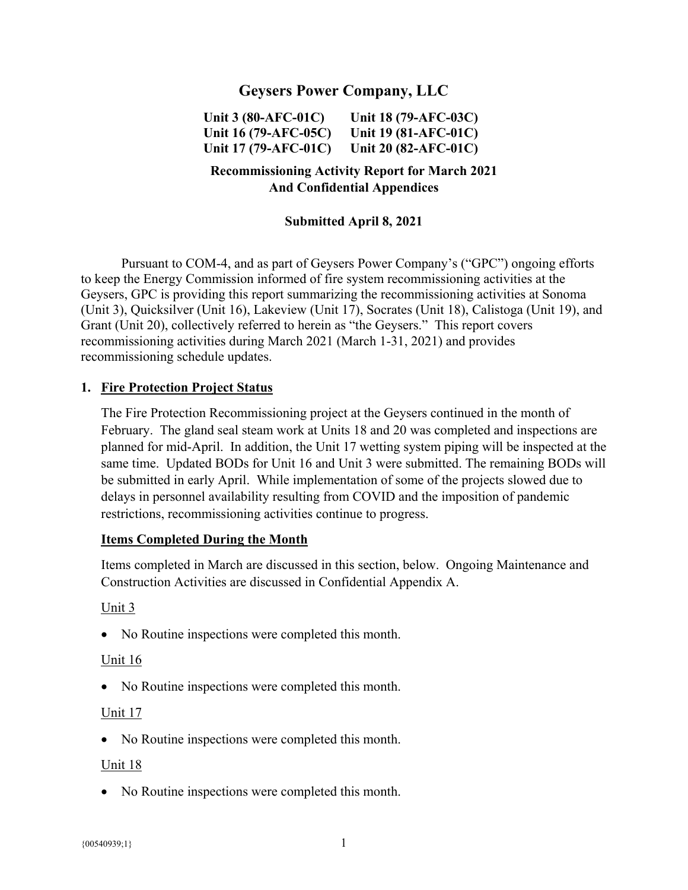# Geysers Power Company, LLC

**Unit 3 (80-AFC-01C) Unit 18 (79-AFC-03C)**
**Unit 16 (79-AFC-05C) Unit 19 (81-AFC-01C)**
**Unit 17 (79-AFC-01C) Unit 20 (82-AFC-01C)**

**Recommissioning Activity Report for March 2021**
**And Confidential Appendices**

**Submitted April 8, 2021**

Pursuant to COM-4, and as part of Geysers Power Company's ("GPC") ongoing efforts to keep the Energy Commission informed of fire system recommissioning activities at the Geysers, GPC is providing this report summarizing the recommissioning activities at Sonoma (Unit 3), Quicksilver (Unit 16), Lakeview (Unit 17), Socrates (Unit 18), Calistoga (Unit 19), and Grant (Unit 20), collectively referred to herein as "the Geysers." This report covers recommissioning activities during March 2021 (March 1-31, 2021) and provides recommissioning schedule updates.

## 1. Fire Protection Project Status

The Fire Protection Recommissioning project at the Geysers continued in the month of February. The gland seal steam work at Units 18 and 20 was completed and inspections are planned for mid-April. In addition, the Unit 17 wetting system piping will be inspected at the same time. Updated BODs for Unit 16 and Unit 3 were submitted. The remaining BODs will be submitted in early April. While implementation of some of the projects slowed due to delays in personnel availability resulting from COVID and the imposition of pandemic restrictions, recommissioning activities continue to progress.

### Items Completed During the Month

Items completed in March are discussed in this section, below. Ongoing Maintenance and Construction Activities are discussed in Confidential Appendix A.

Unit 3

- No Routine inspections were completed this month.

Unit 16

- No Routine inspections were completed this month.

Unit 17

- No Routine inspections were completed this month.

Unit 18

- No Routine inspections were completed this month.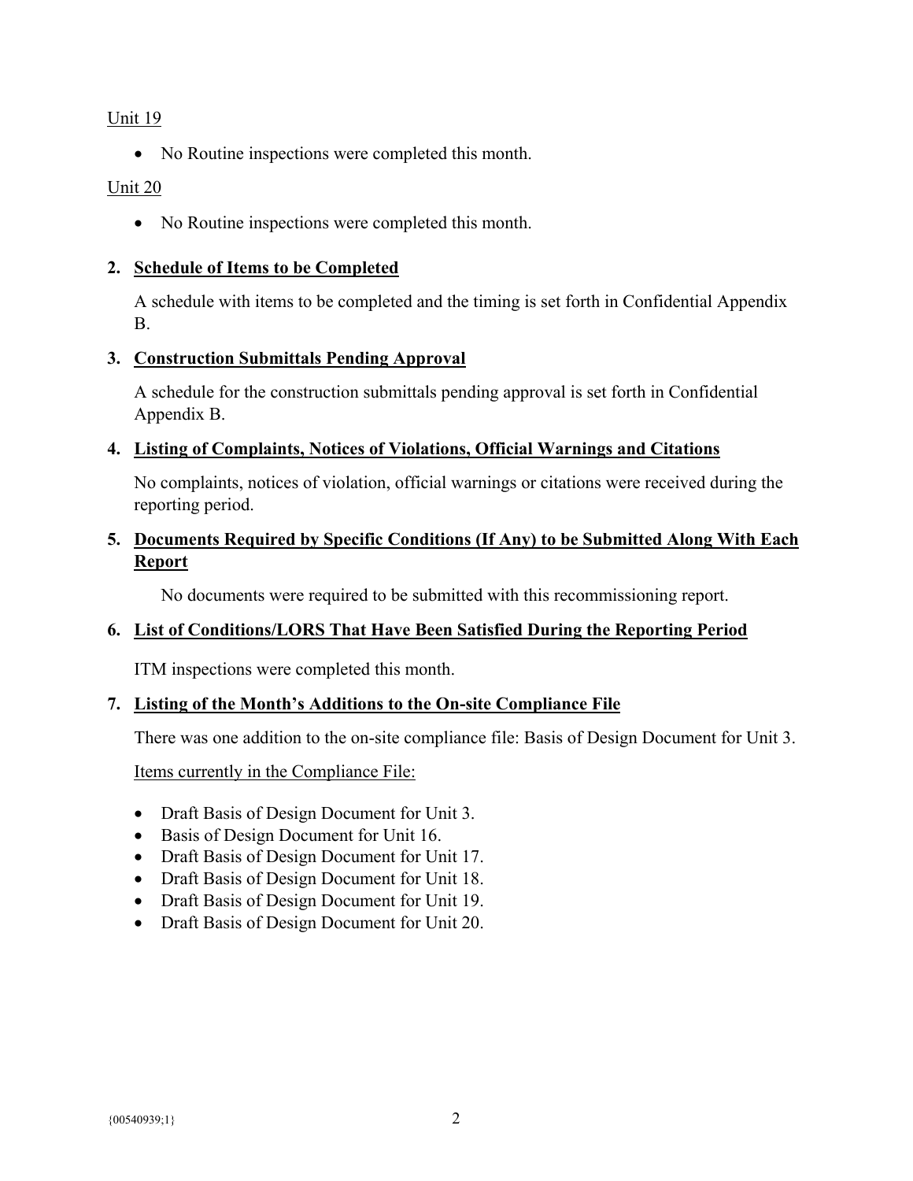Unit 19

- No Routine inspections were completed this month.

Unit 20

- No Routine inspections were completed this month.

**2. Schedule of Items to be Completed**

A schedule with items to be completed and the timing is set forth in Confidential Appendix B.

**3. Construction Submittals Pending Approval**

A schedule for the construction submittals pending approval is set forth in Confidential Appendix B.

**4. Listing of Complaints, Notices of Violations, Official Warnings and Citations**

No complaints, notices of violation, official warnings or citations were received during the reporting period.

**5. Documents Required by Specific Conditions (If Any) to be Submitted Along With Each Report**

No documents were required to be submitted with this recommissioning report.

**6. List of Conditions/LORS That Have Been Satisfied During the Reporting Period**

ITM inspections were completed this month.

**7. Listing of the Month's Additions to the On-site Compliance File**

There was one addition to the on-site compliance file: Basis of Design Document for Unit 3.

Items currently in the Compliance File:

- Draft Basis of Design Document for Unit 3.
- Basis of Design Document for Unit 16.
- Draft Basis of Design Document for Unit 17.
- Draft Basis of Design Document for Unit 18.
- Draft Basis of Design Document for Unit 19.
- Draft Basis of Design Document for Unit 20.

{00540939;1}